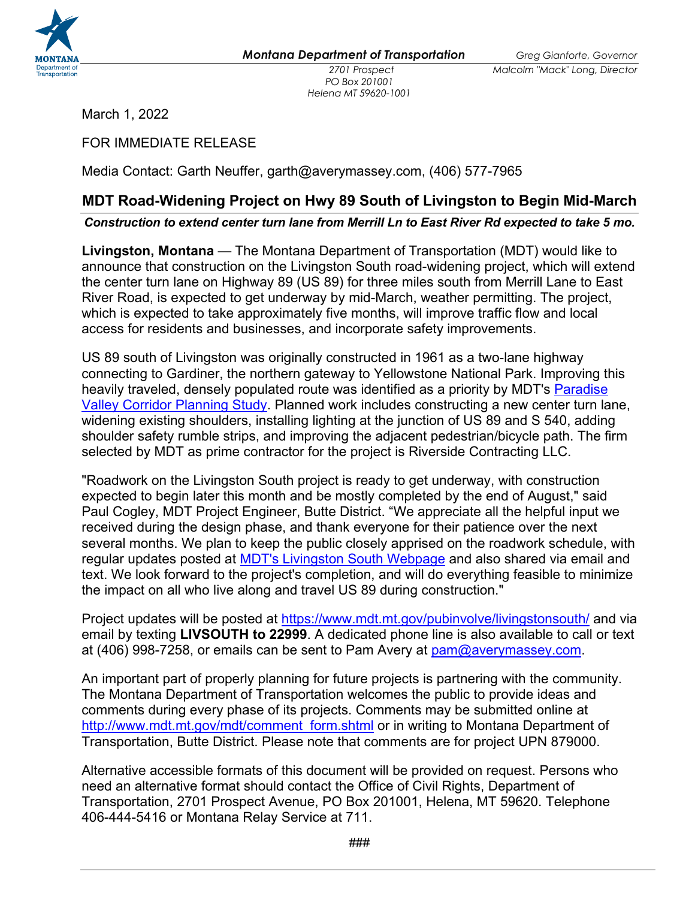Montana Department of Transportation

Greg Gianforte, Governor
Malcolm "Mack" Long, Director

2701 Prospect
PO Box 201001
Helena MT 59620-1001

March 1, 2022

FOR IMMEDIATE RELEASE

Media Contact: Garth Neuffer, garth@averymassey.com, (406) 577-7965

## MDT Road-Widening Project on Hwy 89 South of Livingston to Begin Mid-March

***Construction to extend center turn lane from Merrill Ln to East River Rd expected to take 5 mo.***

**Livingston, Montana** — The Montana Department of Transportation (MDT) would like to announce that construction on the Livingston South road-widening project, which will extend the center turn lane on Highway 89 (US 89) for three miles south from Merrill Lane to East River Road, is expected to get underway by mid-March, weather permitting. The project, which is expected to take approximately five months, will improve traffic flow and local access for residents and businesses, and incorporate safety improvements.

US 89 south of Livingston was originally constructed in 1961 as a two-lane highway connecting to Gardiner, the northern gateway to Yellowstone National Park. Improving this heavily traveled, densely populated route was identified as a priority by MDT's Paradise Valley Corridor Planning Study. Planned work includes constructing a new center turn lane, widening existing shoulders, installing lighting at the junction of US 89 and S 540, adding shoulder safety rumble strips, and improving the adjacent pedestrian/bicycle path. The firm selected by MDT as prime contractor for the project is Riverside Contracting LLC.

"Roadwork on the Livingston South project is ready to get underway, with construction expected to begin later this month and be mostly completed by the end of August," said Paul Cogley, MDT Project Engineer, Butte District. "We appreciate all the helpful input we received during the design phase, and thank everyone for their patience over the next several months. We plan to keep the public closely apprised on the roadwork schedule, with regular updates posted at MDT's Livingston South Webpage and also shared via email and text. We look forward to the project's completion, and will do everything feasible to minimize the impact on all who live along and travel US 89 during construction."

Project updates will be posted at https://www.mdt.mt.gov/pubinvolve/livingstonsouth/ and via email by texting **LIVSOUTH to 22999**. A dedicated phone line is also available to call or text at (406) 998-7258, or emails can be sent to Pam Avery at pam@averymassey.com.

An important part of properly planning for future projects is partnering with the community. The Montana Department of Transportation welcomes the public to provide ideas and comments during every phase of its projects. Comments may be submitted online at http://www.mdt.mt.gov/mdt/comment_form.shtml or in writing to Montana Department of Transportation, Butte District. Please note that comments are for project UPN 879000.

Alternative accessible formats of this document will be provided on request. Persons who need an alternative format should contact the Office of Civil Rights, Department of Transportation, 2701 Prospect Avenue, PO Box 201001, Helena, MT 59620. Telephone 406-444-5416 or Montana Relay Service at 711.

###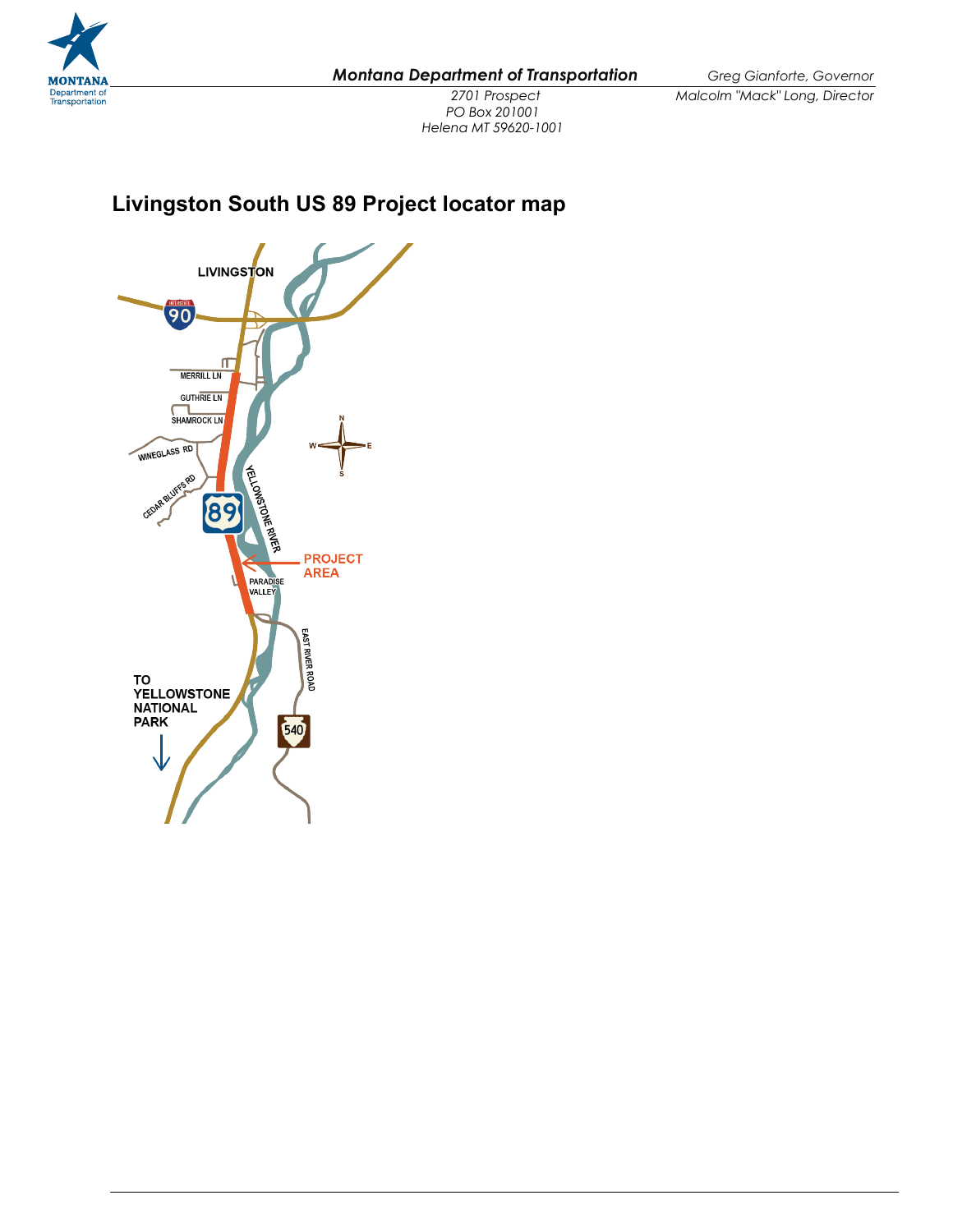**Montana Department of Transportation**

2701 Prospect
PO Box 201001
Helena MT 59620-1001

*Greg Gianforte, Governor*
*Malcolm "Mack" Long, Director*

## Livingston South US 89 Project locator map

LIVINGSTON
90
MERRILL LN
GUTHRIE LN
SHAMROCK LN
WINEGLASS RD
CEDAR BLUFFS RD
89
YELLOWSTONE RIVER
N
W
E
S
PROJECT AREA
PARADISE VALLEY
EAST RIVER ROAD
540
TO YELLOWSTONE NATIONAL PARK